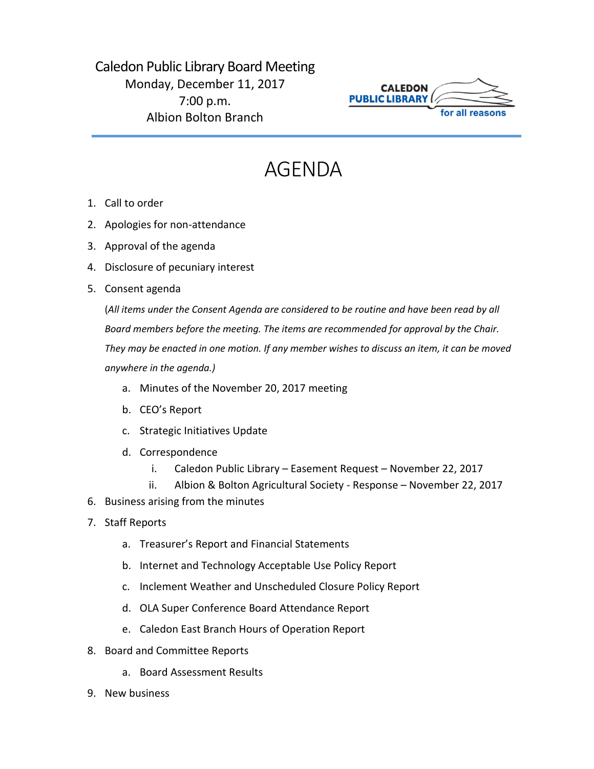Caledon Public Library Board Meeting

Monday, December 11, 2017

7:00 p.m.

Albion Bolton Branch

CALEDON PUBLIC LIBRARY for all reasons

# AGENDA

1. Call to order
2. Apologies for non-attendance
3. Approval of the agenda
4. Disclosure of pecuniary interest
5. Consent agenda

   (*All items under the Consent Agenda are considered to be routine and have been read by all Board members before the meeting. The items are recommended for approval by the Chair. They may be enacted in one motion. If any member wishes to discuss an item, it can be moved anywhere in the agenda.)*

   a. Minutes of the November 20, 2017 meeting
   b. CEO's Report
   c. Strategic Initiatives Update
   d. Correspondence
      i. Caledon Public Library – Easement Request – November 22, 2017
      ii. Albion & Bolton Agricultural Society - Response – November 22, 2017
6. Business arising from the minutes
7. Staff Reports
   a. Treasurer's Report and Financial Statements
   b. Internet and Technology Acceptable Use Policy Report
   c. Inclement Weather and Unscheduled Closure Policy Report
   d. OLA Super Conference Board Attendance Report
   e. Caledon East Branch Hours of Operation Report
8. Board and Committee Reports
   a. Board Assessment Results
9. New business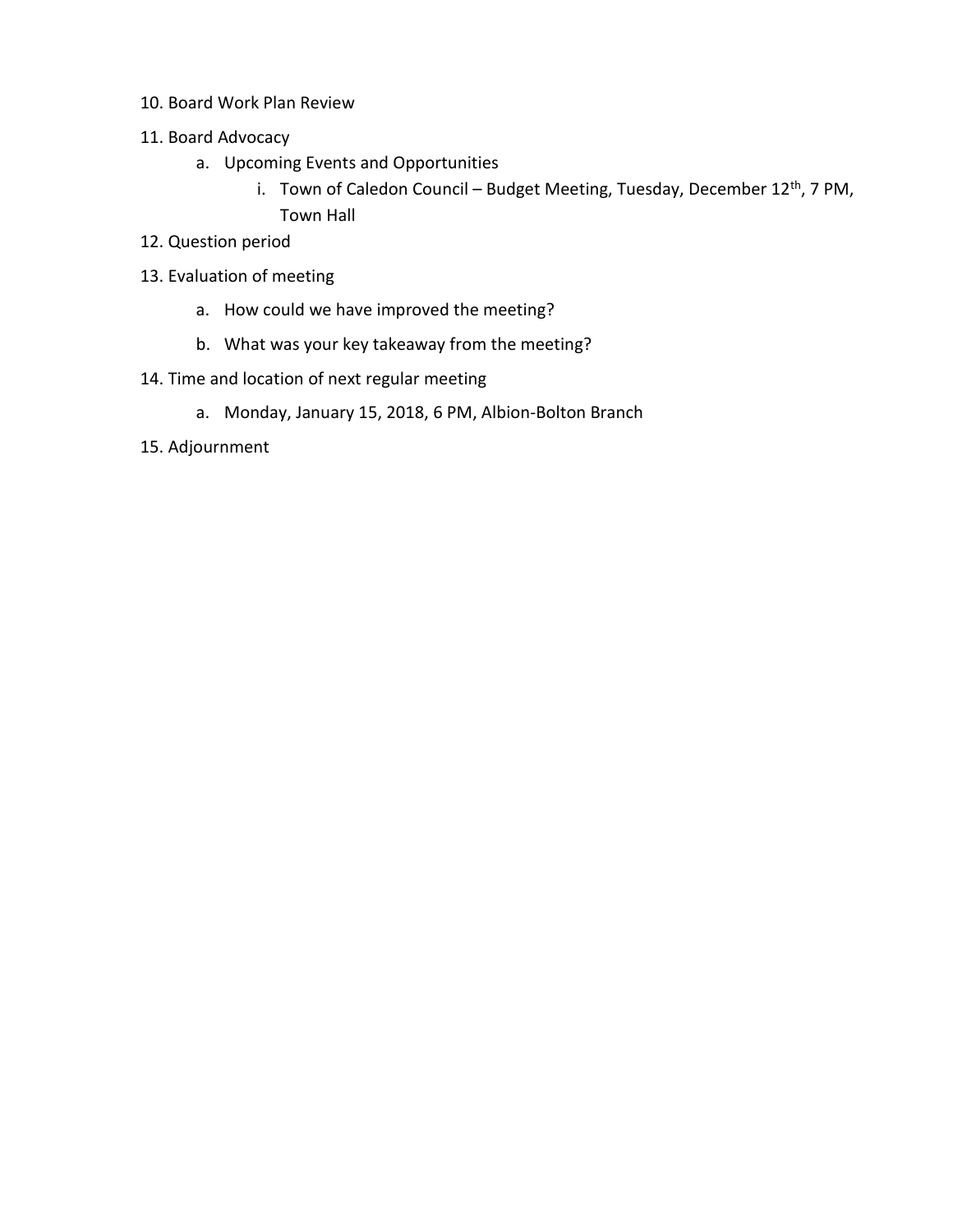10. Board Work Plan Review
11. Board Advocacy
    a. Upcoming Events and Opportunities
        i. Town of Caledon Council – Budget Meeting, Tuesday, December 12th, 7 PM, Town Hall
12. Question period
13. Evaluation of meeting
    a. How could we have improved the meeting?
    b. What was your key takeaway from the meeting?
14. Time and location of next regular meeting
    a. Monday, January 15, 2018, 6 PM, Albion-Bolton Branch
15. Adjournment